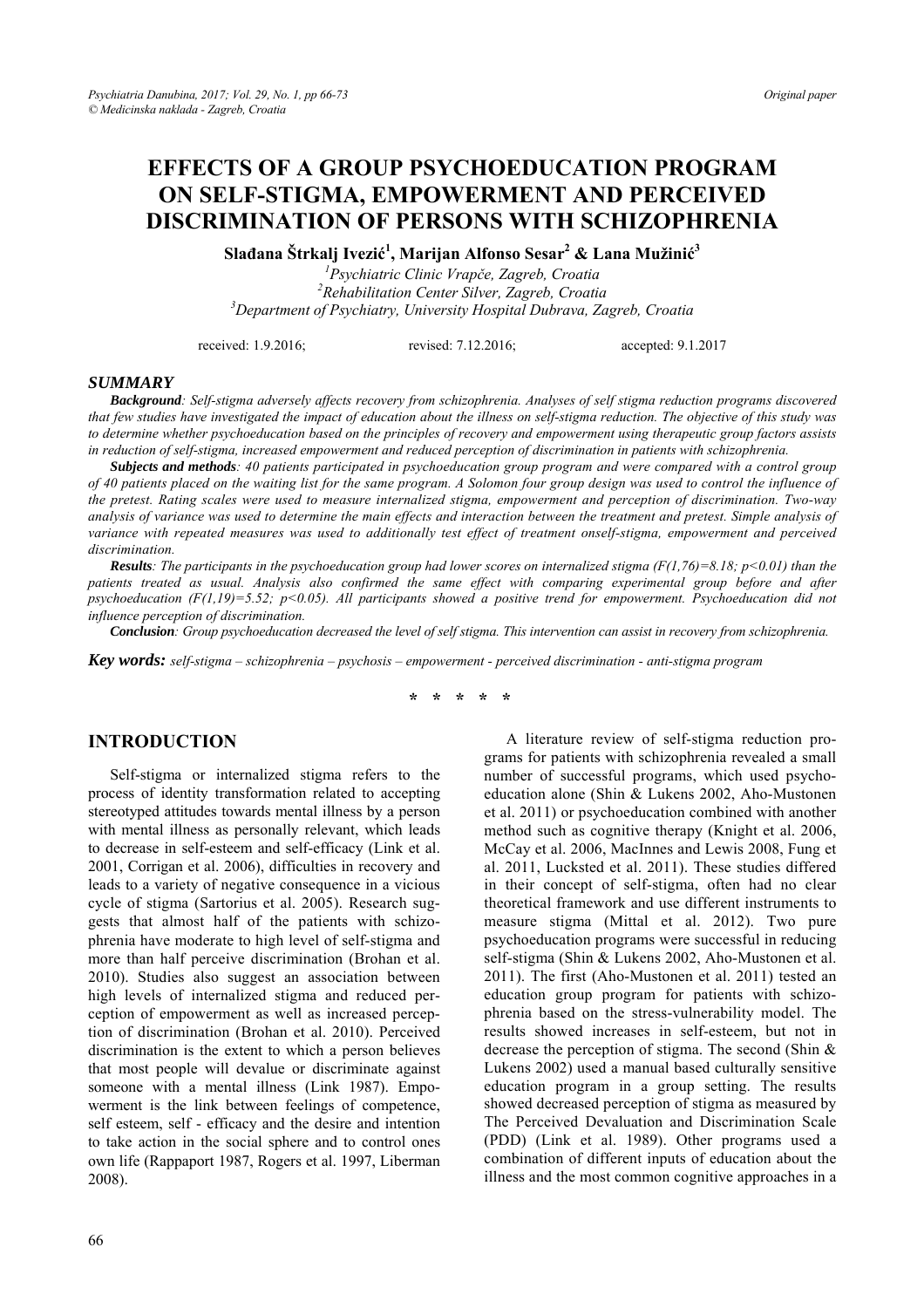# EFFECTS OF A GROUP PSYCHOEDUCATION PROGRAM ON SELF-STIGMA, EMPOWERMENT AND PERCEIVED DISCRIMINATION OF PERSONS WITH SCHIZOPHRENIA

**Slađana Štrkalj Ivezić[1], Marijan Alfonso Sesar[2] & Lana Mužinić[3]**

[1]*Psychiatric Clinic Vrapče, Zagreb, Croatia*
[2]*Rehabilitation Center Silver, Zagreb, Croatia*
[3]*Department of Psychiatry, University Hospital Dubrava, Zagreb, Croatia*

received: 1.9.2016; revised: 7.12.2016; accepted: 9.1.2017

## SUMMARY

***Background****: Self-stigma adversely affects recovery from schizophrenia. Analyses of self stigma reduction programs discovered that few studies have investigated the impact of education about the illness on self-stigma reduction. The objective of this study was to determine whether psychoeducation based on the principles of recovery and empowerment using therapeutic group factors assists in reduction of self-stigma, increased empowerment and reduced perception of discrimination in patients with schizophrenia.*

***Subjects and methods****: 40 patients participated in psychoeducation group program and were compared with a control group of 40 patients placed on the waiting list for the same program. A Solomon four group design was used to control the influence of the pretest. Rating scales were used to measure internalized stigma, empowerment and perception of discrimination. Two-way analysis of variance was used to determine the main effects and interaction between the treatment and pretest. Simple analysis of variance with repeated measures was used to additionally test effect of treatment onself-stigma, empowerment and perceived discrimination.*

***Results****: The participants in the psychoeducation group had lower scores on internalized stigma ($F(1,76)=8.18$; $p<0.01$) than the patients treated as usual. Analysis also confirmed the same effect with comparing experimental group before and after psychoeducation ($F(1,19)=5.52$; $p<0.05$). All participants showed a positive trend for empowerment. Psychoeducation did not influence perception of discrimination.*

***Conclusion****: Group psychoeducation decreased the level of self stigma. This intervention can assist in recovery from schizophrenia.*

***Key words:*** *self-stigma – schizophrenia – psychosis – empowerment - perceived discrimination - anti-stigma program*

\* \* \* \* \*

## INTRODUCTION

Self-stigma or internalized stigma refers to the process of identity transformation related to accepting stereotyped attitudes towards mental illness by a person with mental illness as personally relevant, which leads to decrease in self-esteem and self-efficacy (Link et al. 2001, Corrigan et al. 2006), difficulties in recovery and leads to a variety of negative consequence in a vicious cycle of stigma (Sartorius et al. 2005). Research suggests that almost half of the patients with schizophrenia have moderate to high level of self-stigma and more than half perceive discrimination (Brohan et al. 2010). Studies also suggest an association between high levels of internalized stigma and reduced perception of empowerment as well as increased perception of discrimination (Brohan et al. 2010). Perceived discrimination is the extent to which a person believes that most people will devalue or discriminate against someone with a mental illness (Link 1987). Empowerment is the link between feelings of competence, self esteem, self - efficacy and the desire and intention to take action in the social sphere and to control ones own life (Rappaport 1987, Rogers et al. 1997, Liberman 2008).

A literature review of self-stigma reduction programs for patients with schizophrenia revealed a small number of successful programs, which used psychoeducation alone (Shin & Lukens 2002, Aho-Mustonen et al. 2011) or psychoeducation combined with another method such as cognitive therapy (Knight et al. 2006, McCay et al. 2006, MacInnes and Lewis 2008, Fung et al. 2011, Lucksted et al. 2011). These studies differed in their concept of self-stigma, often had no clear theoretical framework and use different instruments to measure stigma (Mittal et al. 2012). Two pure psychoeducation programs were successful in reducing self-stigma (Shin & Lukens 2002, Aho-Mustonen et al. 2011). The first (Aho-Mustonen et al. 2011) tested an education group program for patients with schizophrenia based on the stress-vulnerability model. The results showed increases in self-esteem, but not in decrease the perception of stigma. The second (Shin & Lukens 2002) used a manual based culturally sensitive education program in a group setting. The results showed decreased perception of stigma as measured by The Perceived Devaluation and Discrimination Scale (PDD) (Link et al. 1989). Other programs used a combination of different inputs of education about the illness and the most common cognitive approaches in a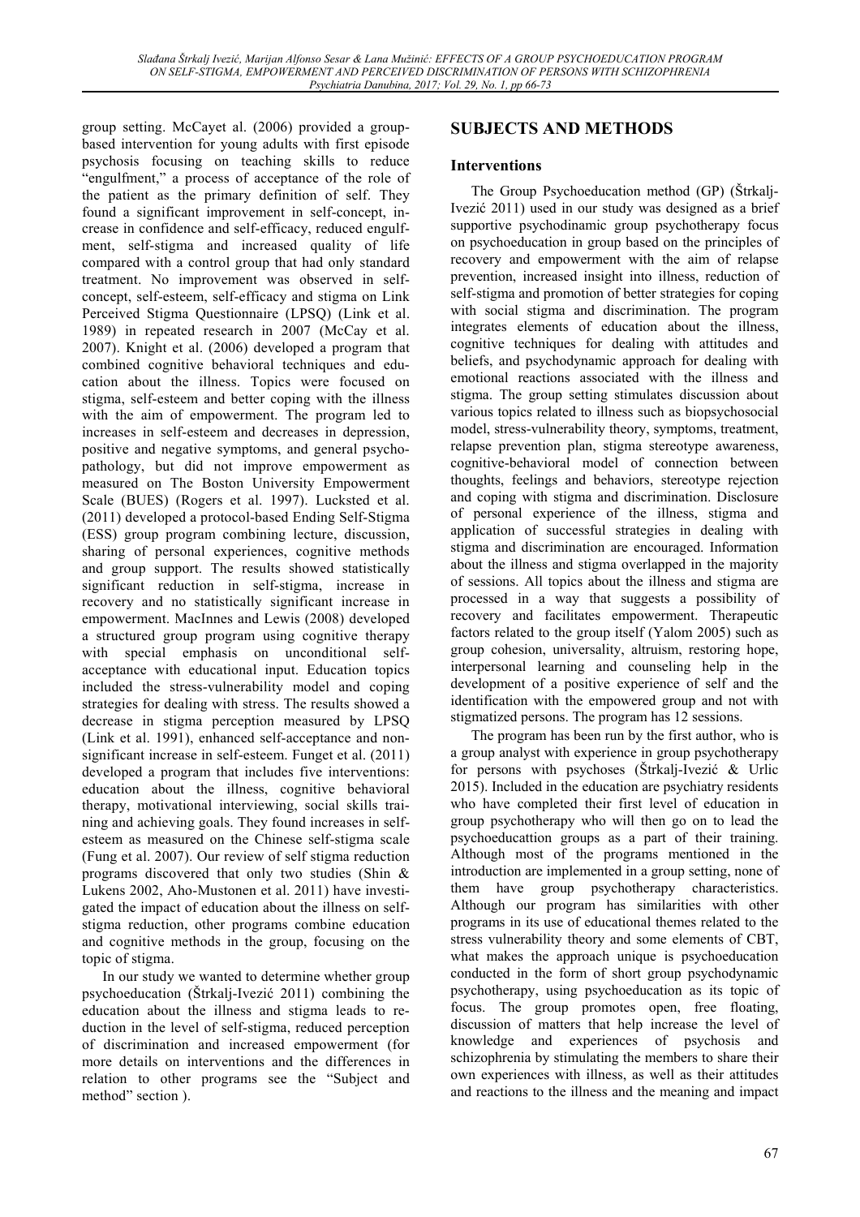group setting. McCayet al. (2006) provided a group-based intervention for young adults with first episode psychosis focusing on teaching skills to reduce "engulfment," a process of acceptance of the role of the patient as the primary definition of self. They found a significant improvement in self-concept, increase in confidence and self-efficacy, reduced engulfment, self-stigma and increased quality of life compared with a control group that had only standard treatment. No improvement was observed in self-concept, self-esteem, self-efficacy and stigma on Link Perceived Stigma Questionnaire (LPSQ) (Link et al. 1989) in repeated research in 2007 (McCay et al. 2007). Knight et al. (2006) developed a program that combined cognitive behavioral techniques and education about the illness. Topics were focused on stigma, self-esteem and better coping with the illness with the aim of empowerment. The program led to increases in self-esteem and decreases in depression, positive and negative symptoms, and general psychopathology, but did not improve empowerment as measured on The Boston University Empowerment Scale (BUES) (Rogers et al. 1997). Lucksted et al. (2011) developed a protocol-based Ending Self-Stigma (ESS) group program combining lecture, discussion, sharing of personal experiences, cognitive methods and group support. The results showed statistically significant reduction in self-stigma, increase in recovery and no statistically significant increase in empowerment. MacInnes and Lewis (2008) developed a structured group program using cognitive therapy with special emphasis on unconditional self-acceptance with educational input. Education topics included the stress-vulnerability model and coping strategies for dealing with stress. The results showed a decrease in stigma perception measured by LPSQ (Link et al. 1991), enhanced self-acceptance and non-significant increase in self-esteem. Funget et al. (2011) developed a program that includes five interventions: education about the illness, cognitive behavioral therapy, motivational interviewing, social skills training and achieving goals. They found increases in self-esteem as measured on the Chinese self-stigma scale (Fung et al. 2007). Our review of self stigma reduction programs discovered that only two studies (Shin & Lukens 2002, Aho-Mustonen et al. 2011) have investigated the impact of education about the illness on self-stigma reduction, other programs combine education and cognitive methods in the group, focusing on the topic of stigma.

In our study we wanted to determine whether group psychoeducation (Štrkalj-Ivezić 2011) combining the education about the illness and stigma leads to reduction in the level of self-stigma, reduced perception of discrimination and increased empowerment (for more details on interventions and the differences in relation to other programs see the "Subject and method" section ).

## SUBJECTS AND METHODS

### Interventions

The Group Psychoeducation method (GP) (Štrkalj-Ivezić 2011) used in our study was designed as a brief supportive psychodinamic group psychotherapy focus on psychoeducation in group based on the principles of recovery and empowerment with the aim of relapse prevention, increased insight into illness, reduction of self-stigma and promotion of better strategies for coping with social stigma and discrimination. The program integrates elements of education about the illness, cognitive techniques for dealing with attitudes and beliefs, and psychodynamic approach for dealing with emotional reactions associated with the illness and stigma. The group setting stimulates discussion about various topics related to illness such as biopsychosocial model, stress-vulnerability theory, symptoms, treatment, relapse prevention plan, stigma stereotype awareness, cognitive-behavioral model of connection between thoughts, feelings and behaviors, stereotype rejection and coping with stigma and discrimination. Disclosure of personal experience of the illness, stigma and application of successful strategies in dealing with stigma and discrimination are encouraged. Information about the illness and stigma overlapped in the majority of sessions. All topics about the illness and stigma are processed in a way that suggests a possibility of recovery and facilitates empowerment. Therapeutic factors related to the group itself (Yalom 2005) such as group cohesion, universality, altruism, restoring hope, interpersonal learning and counseling help in the development of a positive experience of self and the identification with the empowered group and not with stigmatized persons. The program has 12 sessions.

The program has been run by the first author, who is a group analyst with experience in group psychotherapy for persons with psychoses (Štrkalj-Ivezić & Urlic 2015). Included in the education are psychiatry residents who have completed their first level of education in group psychotherapy who will then go on to lead the psychoeducattion groups as a part of their training. Although most of the programs mentioned in the introduction are implemented in a group setting, none of them have group psychotherapy characteristics. Although our program has similarities with other programs in its use of educational themes related to the stress vulnerability theory and some elements of CBT, what makes the approach unique is psychoeducation conducted in the form of short group psychodynamic psychotherapy, using psychoeducation as its topic of focus. The group promotes open, free floating, discussion of matters that help increase the level of knowledge and experiences of psychosis and schizophrenia by stimulating the members to share their own experiences with illness, as well as their attitudes and reactions to the illness and the meaning and impact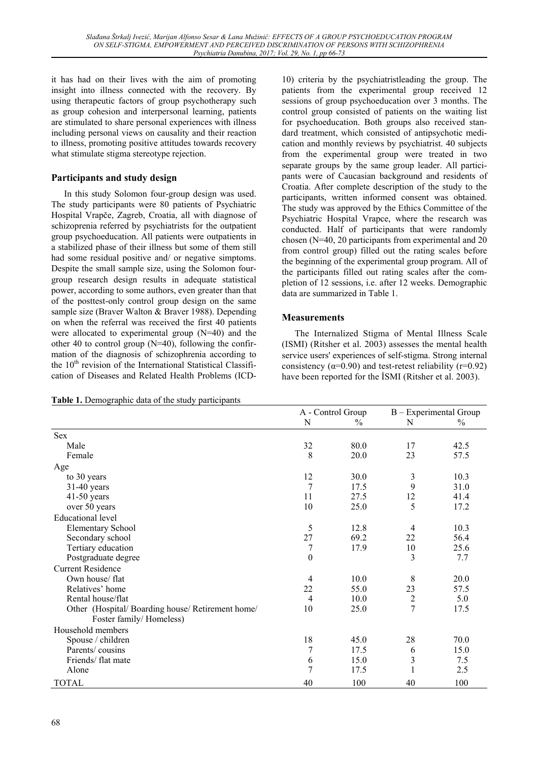it has had on their lives with the aim of promoting insight into illness connected with the recovery. By using therapeutic factors of group psychotherapy such as group cohesion and interpersonal learning, patients are stimulated to share personal experiences with illness including personal views on causality and their reaction to illness, promoting positive attitudes towards recovery what stimulate stigma stereotype rejection.

## Participants and study design

In this study Solomon four-group design was used. The study participants were 80 patients of Psychiatric Hospital Vrapče, Zagreb, Croatia, all with diagnose of schizoprenia referred by psychiatrists for the outpatient group psychoeducation. All patients were outpatients in a stabilized phase of their illness but some of them still had some residual positive and/ or negative simptoms. Despite the small sample size, using the Solomon four-group research design results in adequate statistical power, according to some authors, even greater than that of the posttest-only control group design on the same sample size (Braver Walton & Braver 1988). Depending on when the referral was received the first 40 patients were allocated to experimental group (N=40) and the other 40 to control group (N=40), following the confirmation of the diagnosis of schizophrenia according to the 10[th] revision of the International Statistical Classification of Diseases and Related Health Problems (ICD-10) criteria by the psychiatristleading the group. The patients from the experimental group received 12 sessions of group psychoeducation over 3 months. The control group consisted of patients on the waiting list for psychoeducation. Both groups also received standard treatment, which consisted of antipsychotic medication and monthly reviews by psychiatrist. 40 subjects from the experimental group were treated in two separate groups by the same group leader. All participants were of Caucasian background and residents of Croatia. After complete description of the study to the participants, written informed consent was obtained. The study was approved by the Ethics Committee of the Psychiatric Hospital Vrapce, where the research was conducted. Half of participants that were randomly chosen (N=40, 20 participants from experimental and 20 from control group) filled out the rating scales before the beginning of the experimental group program. All of the participants filled out rating scales after the completion of 12 sessions, i.e. after 12 weeks. Demographic data are summarized in Table 1.

## Measurements

The Internalized Stigma of Mental Illness Scale (ISMI) (Ritsher et al. 2003) assesses the mental health service users' experiences of self-stigma. Strong internal consistency ($\alpha$=0.90) and test-retest reliability (r=0.92) have been reported for the İSMI (Ritsher et al. 2003).

**Table 1.** Demographic data of the study participants

| | A - Control Group | | B – Experimental Group | |
|---|---|---|---|---|
| | N | % | N | % |
| Sex | | | | |
| Male | 32 | 80.0 | 17 | 42.5 |
| Female | 8 | 20.0 | 23 | 57.5 |
| Age | | | | |
| to 30 years | 12 | 30.0 | 3 | 10.3 |
| 31-40 years | 7 | 17.5 | 9 | 31.0 |
| 41-50 years | 11 | 27.5 | 12 | 41.4 |
| over 50 years | 10 | 25.0 | 5 | 17.2 |
| Educational level | | | | |
| Elementary School | 5 | 12.8 | 4 | 10.3 |
| Secondary school | 27 | 69.2 | 22 | 56.4 |
| Tertiary education | 7 | 17.9 | 10 | 25.6 |
| Postgraduate degree | 0 | | 3 | 7.7 |
| Current Residence | | | | |
| Own house/ flat | 4 | 10.0 | 8 | 20.0 |
| Relatives' home | 22 | 55.0 | 23 | 57.5 |
| Rental house/flat | 4 | 10.0 | 2 | 5.0 |
| Other (Hospital/ Boarding house/ Retirement home/ Foster family/ Homeless) | 10 | 25.0 | 7 | 17.5 |
| Household members | | | | |
| Spouse / children | 18 | 45.0 | 28 | 70.0 |
| Parents/ cousins | 7 | 17.5 | 6 | 15.0 |
| Friends/ flat mate | 6 | 15.0 | 3 | 7.5 |
| Alone | 7 | 17.5 | 1 | 2.5 |
| TOTAL | 40 | 100 | 40 | 100 |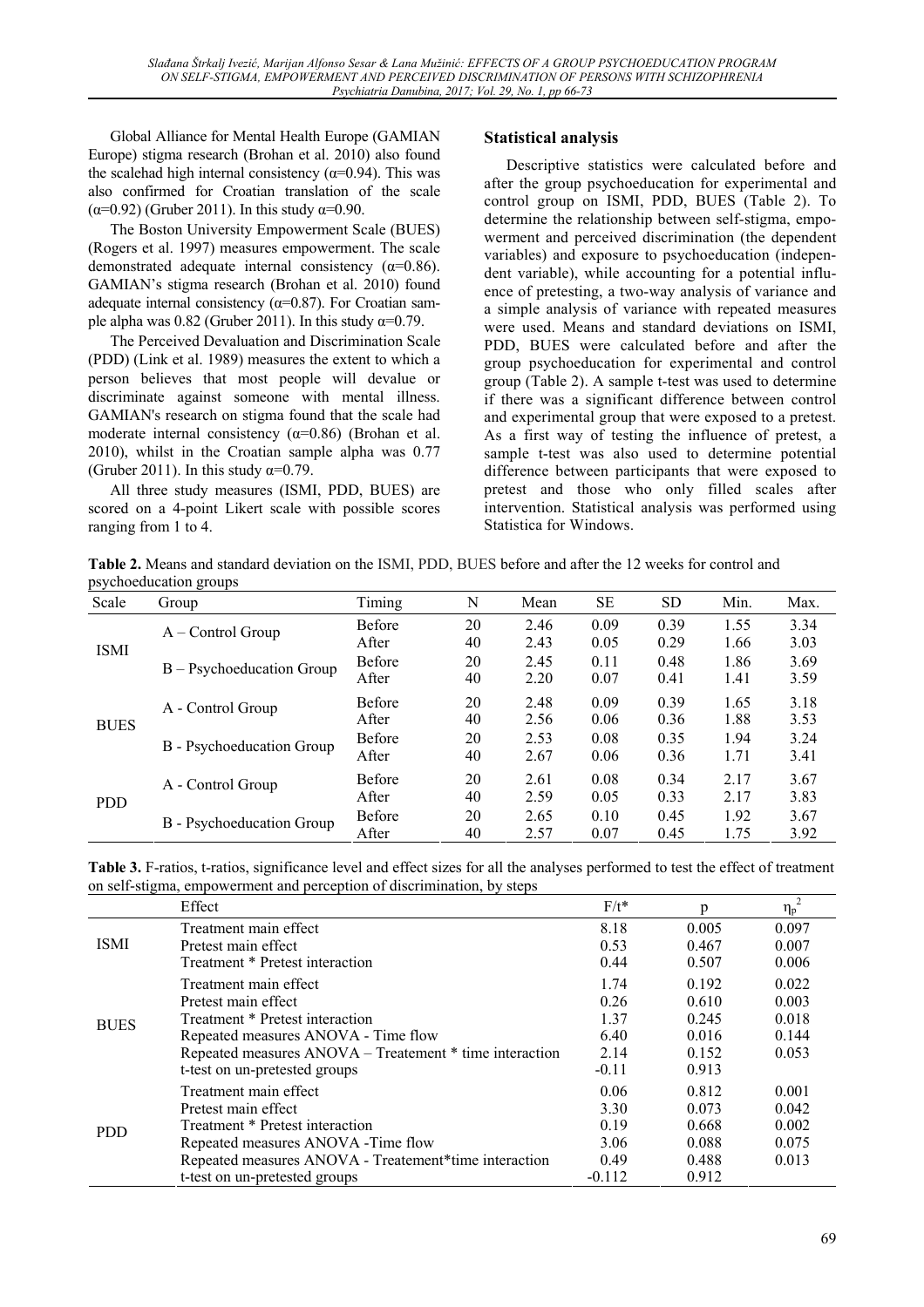Global Alliance for Mental Health Europe (GAMIAN Europe) stigma research (Brohan et al. 2010) also found the scalehad high internal consistency ($\alpha$=0.94). This was also confirmed for Croatian translation of the scale ($\alpha$=0.92) (Gruber 2011). In this study $\alpha$=0.90.

The Boston University Empowerment Scale (BUES) (Rogers et al. 1997) measures empowerment. The scale demonstrated adequate internal consistency ($\alpha$=0.86). GAMIAN's stigma research (Brohan et al. 2010) found adequate internal consistency ($\alpha$=0.87). For Croatian sample alpha was 0.82 (Gruber 2011). In this study $\alpha$=0.79.

The Perceived Devaluation and Discrimination Scale (PDD) (Link et al. 1989) measures the extent to which a person believes that most people will devalue or discriminate against someone with mental illness. GAMIAN's research on stigma found that the scale had moderate internal consistency ($\alpha$=0.86) (Brohan et al. 2010), whilst in the Croatian sample alpha was 0.77 (Gruber 2011). In this study $\alpha$=0.79.

All three study measures (ISMI, PDD, BUES) are scored on a 4-point Likert scale with possible scores ranging from 1 to 4.

## Statistical analysis

Descriptive statistics were calculated before and after the group psychoeducation for experimental and control group on ISMI, PDD, BUES (Table 2). To determine the relationship between self-stigma, empowerment and perceived discrimination (the dependent variables) and exposure to psychoeducation (independent variable), while accounting for a potential influence of pretesting, a two-way analysis of variance and a simple analysis of variance with repeated measures were used. Means and standard deviations on ISMI, PDD, BUES were calculated before and after the group psychoeducation for experimental and control group (Table 2). A sample t-test was used to determine if there was a significant difference between control and experimental group that were exposed to a pretest. As a first way of testing the influence of pretest, a sample t-test was also used to determine potential difference between participants that were exposed to pretest and those who only filled scales after intervention. Statistical analysis was performed using Statistica for Windows.

**Table 2.** Means and standard deviation on the ISMI, PDD, BUES before and after the 12 weeks for control and psychoeducation groups

| Scale | Group | Timing | N | Mean | SE | SD | Min. | Max. |
|---|---|---|---|---|---|---|---|---|
| ISMI | A – Control Group | Before | 20 | 2.46 | 0.09 | 0.39 | 1.55 | 3.34 |
| | | After | 40 | 2.43 | 0.05 | 0.29 | 1.66 | 3.03 |
| | B – Psychoeducation Group | Before | 20 | 2.45 | 0.11 | 0.48 | 1.86 | 3.69 |
| | | After | 40 | 2.20 | 0.07 | 0.41 | 1.41 | 3.59 |
| BUES | A - Control Group | Before | 20 | 2.48 | 0.09 | 0.39 | 1.65 | 3.18 |
| | | After | 40 | 2.56 | 0.06 | 0.36 | 1.88 | 3.53 |
| | B - Psychoeducation Group | Before | 20 | 2.53 | 0.08 | 0.35 | 1.94 | 3.24 |
| | | After | 40 | 2.67 | 0.06 | 0.36 | 1.71 | 3.41 |
| PDD | A - Control Group | Before | 20 | 2.61 | 0.08 | 0.34 | 2.17 | 3.67 |
| | | After | 40 | 2.59 | 0.05 | 0.33 | 2.17 | 3.83 |
| | B - Psychoeducation Group | Before | 20 | 2.65 | 0.10 | 0.45 | 1.92 | 3.67 |
| | | After | 40 | 2.57 | 0.07 | 0.45 | 1.75 | 3.92 |

**Table 3.** F-ratios, t-ratios, significance level and effect sizes for all the analyses performed to test the effect of treatment on self-stigma, empowerment and perception of discrimination, by steps

| | Effect | F/t* | p | $\eta_p^2$ |
|---|---|---|---|---|
| ISMI | Treatment main effect | 8.18 | 0.005 | 0.097 |
| | Pretest main effect | 0.53 | 0.467 | 0.007 |
| | Treatment * Pretest interaction | 0.44 | 0.507 | 0.006 |
| BUES | Treatment main effect | 1.74 | 0.192 | 0.022 |
| | Pretest main effect | 0.26 | 0.610 | 0.003 |
| | Treatment * Pretest interaction | 1.37 | 0.245 | 0.018 |
| | Repeated measures ANOVA - Time flow | 6.40 | 0.016 | 0.144 |
| | Repeated measures ANOVA – Treatement * time interaction | 2.14 | 0.152 | 0.053 |
| | t-test on un-pretested groups | -0.11 | 0.913 | |
| PDD | Treatment main effect | 0.06 | 0.812 | 0.001 |
| | Pretest main effect | 3.30 | 0.073 | 0.042 |
| | Treatment * Pretest interaction | 0.19 | 0.668 | 0.002 |
| | Repeated measures ANOVA -Time flow | 3.06 | 0.088 | 0.075 |
| | Repeated measures ANOVA - Treatement*time interaction | 0.49 | 0.488 | 0.013 |
| | t-test on un-pretested groups | -0.112 | 0.912 | |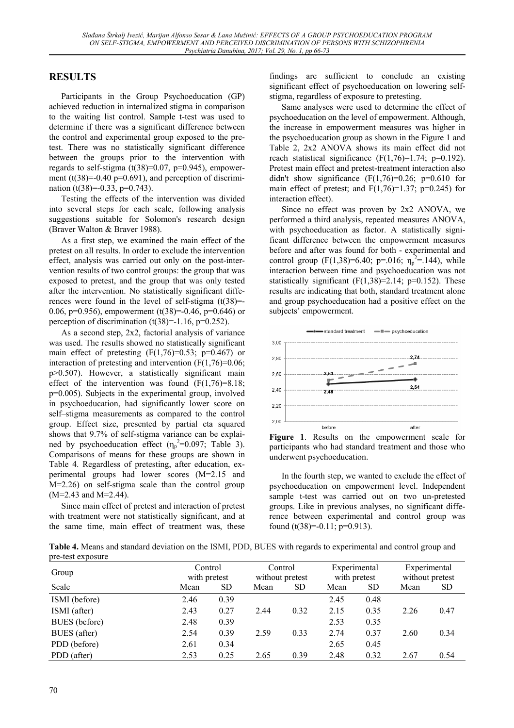## RESULTS

Participants in the Group Psychoeducation (GP) achieved reduction in internalized stigma in comparison to the waiting list control. Sample t-test was used to determine if there was a significant difference between the control and experimental group exposed to the pre-test. There was no statistically significant difference between the groups prior to the intervention with regards to self-stigma ($t(38)=0.07$, $p=0.945$), empowerment ($t(38)=-0.40$ $p=0.691$), and perception of discrimination ($t(38)=-0.33$, $p=0.743$).

Testing the effects of the intervention was divided into several steps for each scale, following analysis suggestions suitable for Solomon's research design (Braver Walton & Braver 1988).

As a first step, we examined the main effect of the pretest on all results. In order to exclude the intervention effect, analysis was carried out only on the post-intervention results of two control groups: the group that was exposed to pretest, and the group that was only tested after the intervention. No statistically significant differences were found in the level of self-stigma ($t(38)=-0.06$, $p=0.956$), empowerment ($t(38)=-0.46$, $p=0.646$) or perception of discrimination ($t(38)=-1.16$, $p=0.252$).

As a second step, 2x2, factorial analysis of variance was used. The results showed no statistically significant main effect of pretesting ($F(1,76)=0.53$; $p=0.467$) or interaction of pretesting and intervention ($F(1,76)=0.06$; $p>0.507$). However, a statistically significant main effect of the intervention was found ($F(1,76)=8.18$; $p=0.005$). Subjects in the experimental group, involved in psychoeducation, had significantly lower score on self–stigma measurements as compared to the control group. Effect size, presented by partial eta squared shows that 9.7% of self-stigma variance can be explained by psychoeducation effect ($\eta_p^2=0.097$; Table 3). Comparisons of means for these groups are shown in Table 4. Regardless of pretesting, after education, experimental groups had lower scores (M=2.15 and M=2.26) on self-stigma scale than the control group (M=2.43 and M=2.44).

Since main effect of pretest and interaction of pretest with treatment were not statistically significant, and at the same time, main effect of treatment was, these findings are sufficient to conclude an existing significant effect of psychoeducation on lowering self-stigma, regardless of exposure to pretesting.

Same analyses were used to determine the effect of psychoeducation on the level of empowerment. Although, the increase in empowerment measures was higher in the psychoeducation group as shown in the Figure 1 and Table 2, 2x2 ANOVA shows its main effect did not reach statistical significance ($F(1,76)=1.74$; $p=0.192$). Pretest main effect and pretest-treatment interaction also didn't show significance ($F(1,76)=0.26$; $p=0.610$ for main effect of pretest; and $F(1,76)=1.37$; $p=0.245$) for interaction effect).

Since no effect was proven by 2x2 ANOVA, we performed a third analysis, repeated measures ANOVA, with psychoeducation as factor. A statistically significant difference between the empowerment measures before and after was found for both - experimental and control group ($F(1,38)=6.40$; $p=.016$; $\eta_p^2=.144$), while interaction between time and psychoeducation was not statistically significant ($F(1,38)=2.14$; $p=0.152$). These results are indicating that both, standard treatment alone and group psychoeducation had a positive effect on the subjects' empowerment.

standard treatment
psychoeducation
3,00
2,80
2,60
2,40
2,20
2,00
2,53
2,48
2,74
2,54
before
after

**Figure 1**. Results on the empowerment scale for participants who had standard treatment and those who underwent psychoeducation.

In the fourth step, we wanted to exclude the effect of psychoeducation on empowerment level. Independent sample t-test was carried out on two un-pretested groups. Like in previous analyses, no significant difference between experimental and control group was found ($t(38)=-0.11$; $p=0.913$).

**Table 4.** Means and standard deviation on the ISMI, PDD, BUES with regards to experimental and control group and pre-test exposure

| Group | Control with pretest | | Control without pretest | | Experimental with pretest | | Experimental without pretest | |
|---|---|---|---|---|---|---|---|---|
| Scale | Mean | SD | Mean | SD | Mean | SD | Mean | SD |
| ISMI (before) | 2.46 | 0.39 | | | 2.45 | 0.48 | | |
| ISMI (after) | 2.43 | 0.27 | 2.44 | 0.32 | 2.15 | 0.35 | 2.26 | 0.47 |
| BUES (before) | 2.48 | 0.39 | | | 2.53 | 0.35 | | |
| BUES (after) | 2.54 | 0.39 | 2.59 | 0.33 | 2.74 | 0.37 | 2.60 | 0.34 |
| PDD (before) | 2.61 | 0.34 | | | 2.65 | 0.45 | | |
| PDD (after) | 2.53 | 0.25 | 2.65 | 0.39 | 2.48 | 0.32 | 2.67 | 0.54 |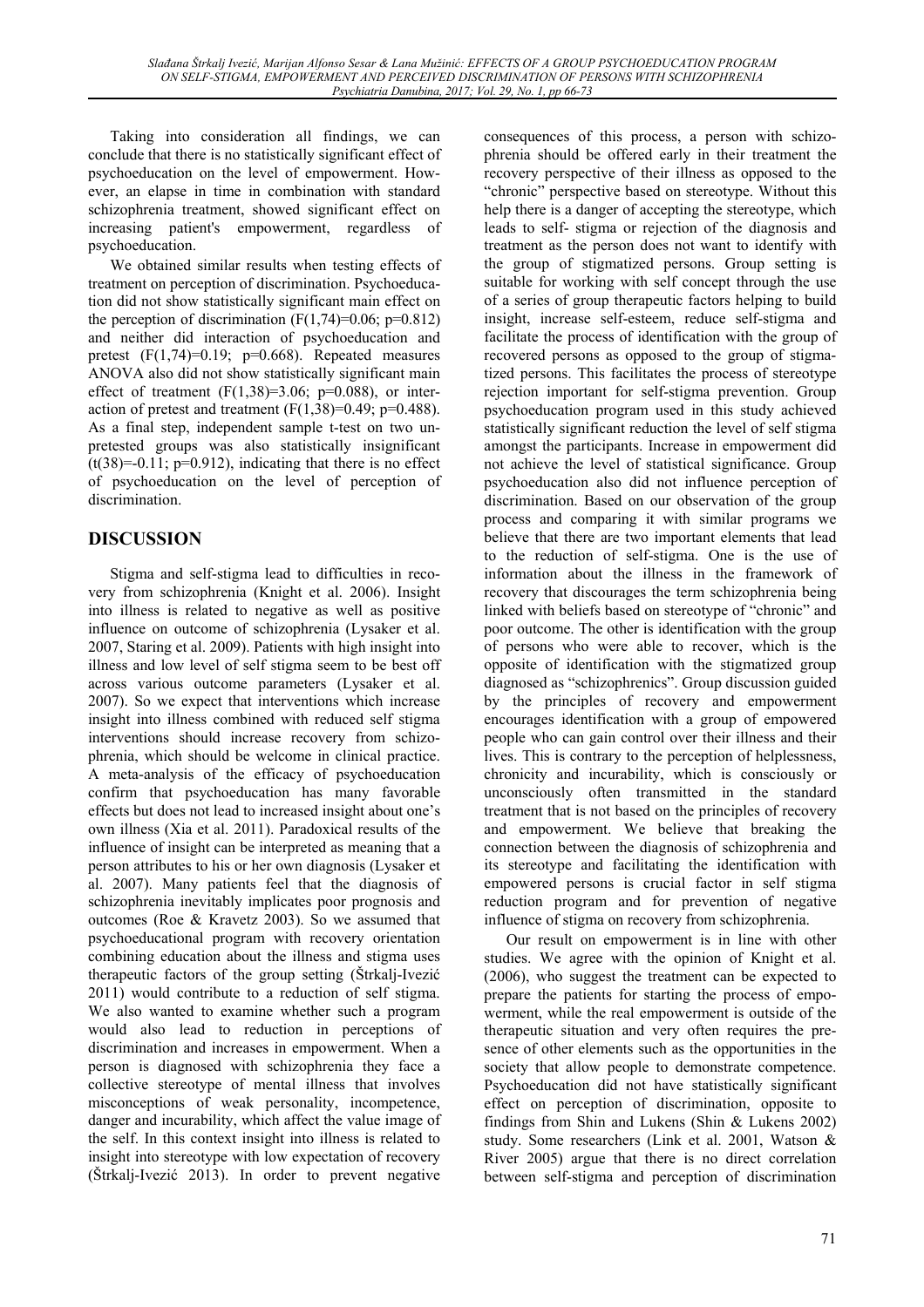Taking into consideration all findings, we can conclude that there is no statistically significant effect of psychoeducation on the level of empowerment. However, an elapse in time in combination with standard schizophrenia treatment, showed significant effect on increasing patient's empowerment, regardless of psychoeducation.

We obtained similar results when testing effects of treatment on perception of discrimination. Psychoeducation did not show statistically significant main effect on the perception of discrimination ($F(1,74)=0.06$; $p=0.812$) and neither did interaction of psychoeducation and pretest ($F(1,74)=0.19$; $p=0.668$). Repeated measures ANOVA also did not show statistically significant main effect of treatment ($F(1,38)=3.06$; $p=0.088$), or interaction of pretest and treatment ($F(1,38)=0.49$; $p=0.488$). As a final step, independent sample t-test on two unpretested groups was also statistically insignificant ($t(38)=-0.11$; $p=0.912$), indicating that there is no effect of psychoeducation on the level of perception of discrimination.

## DISCUSSION

Stigma and self-stigma lead to difficulties in recovery from schizophrenia (Knight et al. 2006). Insight into illness is related to negative as well as positive influence on outcome of schizophrenia (Lysaker et al. 2007, Staring et al. 2009). Patients with high insight into illness and low level of self stigma seem to be best off across various outcome parameters (Lysaker et al. 2007). So we expect that interventions which increase insight into illness combined with reduced self stigma interventions should increase recovery from schizophrenia, which should be welcome in clinical practice. A meta-analysis of the efficacy of psychoeducation confirm that psychoeducation has many favorable effects but does not lead to increased insight about one's own illness (Xia et al. 2011). Paradoxical results of the influence of insight can be interpreted as meaning that a person attributes to his or her own diagnosis (Lysaker et al. 2007). Many patients feel that the diagnosis of schizophrenia inevitably implicates poor prognosis and outcomes (Roe & Kravetz 2003). So we assumed that psychoeducational program with recovery orientation combining education about the illness and stigma uses therapeutic factors of the group setting (Štrkalj-Ivezić 2011) would contribute to a reduction of self stigma. We also wanted to examine whether such a program would also lead to reduction in perceptions of discrimination and increases in empowerment. When a person is diagnosed with schizophrenia they face a collective stereotype of mental illness that involves misconceptions of weak personality, incompetence, danger and incurability, which affect the value image of the self. In this context insight into illness is related to insight into stereotype with low expectation of recovery (Štrkalj-Ivezić 2013). In order to prevent negative consequences of this process, a person with schizophrenia should be offered early in their treatment the recovery perspective of their illness as opposed to the "chronic" perspective based on stereotype. Without this help there is a danger of accepting the stereotype, which leads to self- stigma or rejection of the diagnosis and treatment as the person does not want to identify with the group of stigmatized persons. Group setting is suitable for working with self concept through the use of a series of group therapeutic factors helping to build insight, increase self-esteem, reduce self-stigma and facilitate the process of identification with the group of recovered persons as opposed to the group of stigmatized persons. This facilitates the process of stereotype rejection important for self-stigma prevention. Group psychoeducation program used in this study achieved statistically significant reduction the level of self stigma amongst the participants. Increase in empowerment did not achieve the level of statistical significance. Group psychoeducation also did not influence perception of discrimination. Based on our observation of the group process and comparing it with similar programs we believe that there are two important elements that lead to the reduction of self-stigma. One is the use of information about the illness in the framework of recovery that discourages the term schizophrenia being linked with beliefs based on stereotype of "chronic" and poor outcome. The other is identification with the group of persons who were able to recover, which is the opposite of identification with the stigmatized group diagnosed as "schizophrenics". Group discussion guided by the principles of recovery and empowerment encourages identification with a group of empowered people who can gain control over their illness and their lives. This is contrary to the perception of helplessness, chronicity and incurability, which is consciously or unconsciously often transmitted in the standard treatment that is not based on the principles of recovery and empowerment. We believe that breaking the connection between the diagnosis of schizophrenia and its stereotype and facilitating the identification with empowered persons is crucial factor in self stigma reduction program and for prevention of negative influence of stigma on recovery from schizophrenia.

Our result on empowerment is in line with other studies. We agree with the opinion of Knight et al. (2006), who suggest the treatment can be expected to prepare the patients for starting the process of empowerment, while the real empowerment is outside of the therapeutic situation and very often requires the presence of other elements such as the opportunities in the society that allow people to demonstrate competence. Psychoeducation did not have statistically significant effect on perception of discrimination, opposite to findings from Shin and Lukens (Shin & Lukens 2002) study. Some researchers (Link et al. 2001, Watson & River 2005) argue that there is no direct correlation between self-stigma and perception of discrimination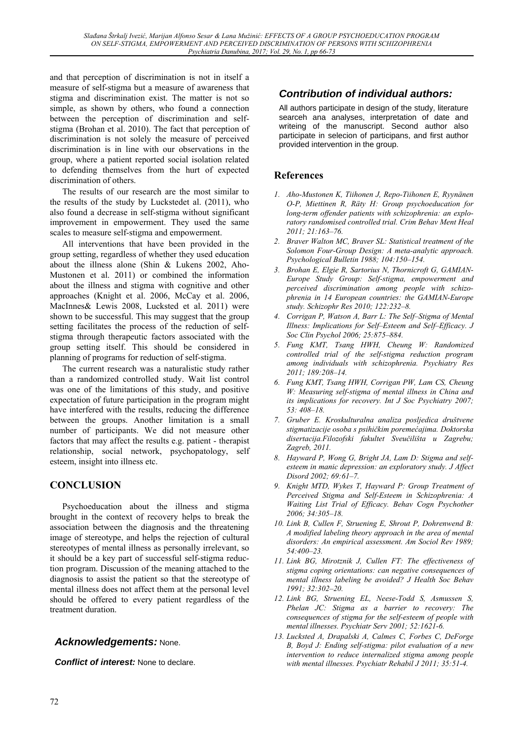and that perception of discrimination is not in itself a measure of self-stigma but a measure of awareness that stigma and discrimination exist. The matter is not so simple, as shown by others, who found a connection between the perception of discrimination and self-stigma (Brohan et al. 2010). The fact that perception of discrimination is not solely the measure of perceived discrimination is in line with our observations in the group, where a patient reported social isolation related to defending themselves from the hurt of expected discrimination of others.

The results of our research are the most similar to the results of the study by Luckstedet al. (2011), who also found a decrease in self-stigma without significant improvement in empowerment. They used the same scales to measure self-stigma and empowerment.

All interventions that have been provided in the group setting, regardless of whether they used education about the illness alone (Shin & Lukens 2002, Aho-Mustonen et al. 2011) or combined the information about the illness and stigma with cognitive and other approaches (Knight et al. 2006, McCay et al. 2006, MacInnes& Lewis 2008, Lucksted et al. 2011) were shown to be successful. This may suggest that the group setting facilitates the process of the reduction of self-stigma through therapeutic factors associated with the group setting itself. This should be considered in planning of programs for reduction of self-stigma.

The current research was a naturalistic study rather than a randomized controlled study. Wait list control was one of the limitations of this study, and positive expectation of future participation in the program might have interfered with the results, reducing the difference between the groups. Another limitation is a small number of participants. We did not measure other factors that may affect the results e.g. patient - therapist relationship, social network, psychopatology, self esteem, insight into illness etc.

## CONCLUSION

Psychoeducation about the illness and stigma brought in the context of recovery helps to break the association between the diagnosis and the threatening image of stereotype, and helps the rejection of cultural stereotypes of mental illness as personally irrelevant, so it should be a key part of successful self-stigma reduction program. Discussion of the meaning attached to the diagnosis to assist the patient so that the stereotype of mental illness does not affect them at the personal level should be offered to every patient regardless of the treatment duration.

***Acknowledgements:*** None.

***Conflict of interest:*** None to declare.

## *Contribution of individual authors:*

All authors participate in design of the study, literature searceh ana analyses, interpretation of date and writeing of the manuscript. Second author also participate in selecion of participans, and first author provided intervention in the group.

## References

1. *Aho-Mustonen K, Tiihonen J, Repo-Tiihonen E, Ryynänen O-P, Miettinen R, Räty H: Group psychoeducation for long-term offender patients with schizophrenia: an exploratory randomised controlled trial. Crim Behav Ment Heal 2011; 21:163–76.*
2. *Braver Walton MC, Braver SL: Statistical treatment of the Solomon Four-Group Design: A meta-analytic approach. Psychological Bulletin 1988; 104:150–154.*
3. *Brohan E, Elgie R, Sartorius N, Thornicroft G, GAMIAN-Europe Study Group: Self-stigma, empowerment and perceived discrimination among people with schizophrenia in 14 European countries: the GAMIAN-Europe study. Schizophr Res 2010; 122:232–8.*
4. *Corrigan P, Watson A, Barr L: The Self–Stigma of Mental Illness: Implications for Self–Esteem and Self–Efficacy. J Soc Clin Psychol 2006; 25:875–884.*
5. *Fung KMT, Tsang HWH, Cheung W: Randomized controlled trial of the self-stigma reduction program among individuals with schizophrenia. Psychiatry Res 2011; 189:208–14.*
6. *Fung KMT, Tsang HWH, Corrigan PW, Lam CS, Cheung W: Measuring self-stigma of mental illness in China and its implications for recovery. Int J Soc Psychiatry 2007; 53: 408–18.*
7. *Gruber E. Kroskulturalna analiza posljedica društvene stigmatizacije osoba s psihičkim poremećajima. Doktorska disertacija.Filozofski fakultet Sveučilišta u Zagrebu; Zagreb, 2011.*
8. *Hayward P, Wong G, Bright JA, Lam D: Stigma and self-esteem in manic depression: an exploratory study. J Affect Disord 2002; 69:61–7.*
9. *Knight MTD, Wykes T, Hayward P: Group Treatment of Perceived Stigma and Self-Esteem in Schizophrenia: A Waiting List Trial of Efficacy. Behav Cogn Psychother 2006; 34:305–18.*
10. *Link B, Cullen F, Struening E, Shrout P, Dohrenwend B: A modified labeling theory approach in the area of mental disorders: An empirical assessment. Am Sociol Rev 1989; 54:400–23.*
11. *Link BG, Mirotznik J, Cullen FT: The effectiveness of stigma coping orientations: can negative consequences of mental illness labeling be avoided? J Health Soc Behav 1991; 32:302–20.*
12. *Link BG, Struening EL, Neese-Todd S, Asmussen S, Phelan JC: Stigma as a barrier to recovery: The consequences of stigma for the self-esteem of people with mental illnesses. Psychiatr Serv 2001; 52:1621-6.*
13. *Lucksted A, Drapalski A, Calmes C, Forbes C, DeForge B, Boyd J: Ending self-stigma: pilot evaluation of a new intervention to reduce internalized stigma among people with mental illnesses. Psychiatr Rehabil J 2011; 35:51-4.*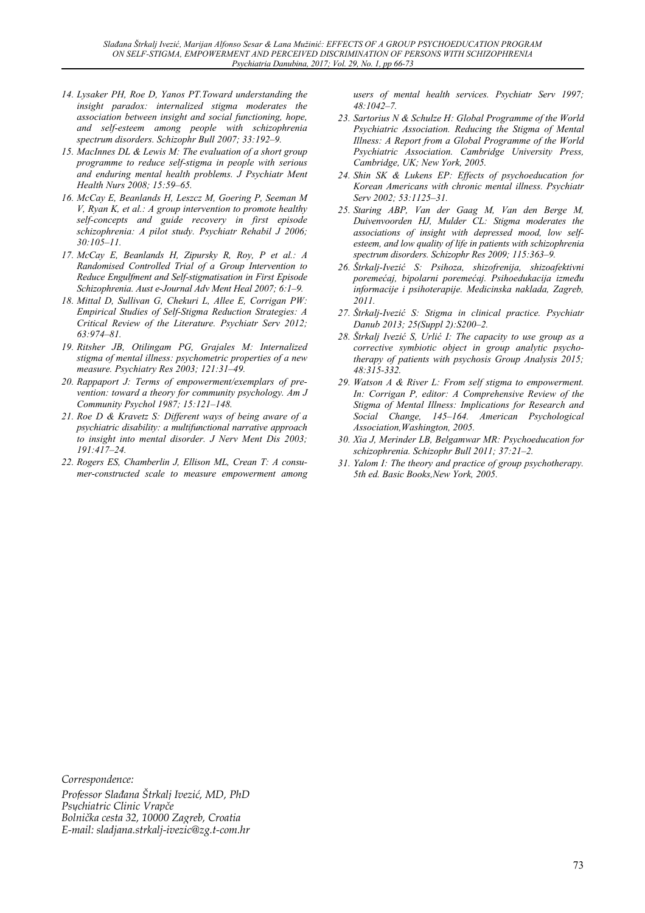14. *Lysaker PH, Roe D, Yanos PT.Toward understanding the insight paradox: internalized stigma moderates the association between insight and social functioning, hope, and self-esteem among people with schizophrenia spectrum disorders. Schizophr Bull 2007; 33:192–9.*
15. *MacInnes DL & Lewis M: The evaluation of a short group programme to reduce self-stigma in people with serious and enduring mental health problems. J Psychiatr Ment Health Nurs 2008; 15:59–65.*
16. *McCay E, Beanlands H, Leszcz M, Goering P, Seeman M V, Ryan K, et al.: A group intervention to promote healthy self-concepts and guide recovery in first episode schizophrenia: A pilot study. Psychiatr Rehabil J 2006; 30:105–11.*
17. *McCay E, Beanlands H, Zipursky R, Roy, P et al.: A Randomised Controlled Trial of a Group Intervention to Reduce Engulfment and Self-stigmatisation in First Episode Schizophrenia. Aust e-Journal Adv Ment Heal 2007; 6:1–9.*
18. *Mittal D, Sullivan G, Chekuri L, Allee E, Corrigan PW: Empirical Studies of Self-Stigma Reduction Strategies: A Critical Review of the Literature. Psychiatr Serv 2012; 63:974–81.*
19. *Ritsher JB, Otilingam PG, Grajales M: Internalized stigma of mental illness: psychometric properties of a new measure. Psychiatry Res 2003; 121:31–49.*
20. *Rappaport J: Terms of empowerment/exemplars of prevention: toward a theory for community psychology. Am J Community Psychol 1987; 15:121–148.*
21. *Roe D & Kravetz S: Different ways of being aware of a psychiatric disability: a multifunctional narrative approach to insight into mental disorder. J Nerv Ment Dis 2003; 191:417–24.*
22. *Rogers ES, Chamberlin J, Ellison ML, Crean T: A consumer-constructed scale to measure empowerment among users of mental health services. Psychiatr Serv 1997; 48:1042–7.*
23. *Sartorius N & Schulze H: Global Programme of the World Psychiatric Association. Reducing the Stigma of Mental Illness: A Report from a Global Programme of the World Psychiatric Association. Cambridge University Press, Cambridge, UK; New York, 2005.*
24. *Shin SK & Lukens EP: Effects of psychoeducation for Korean Americans with chronic mental illness. Psychiatr Serv 2002; 53:1125–31.*
25. *Staring ABP, Van der Gaag M, Van den Berge M, Duivenvoorden HJ, Mulder CL: Stigma moderates the associations of insight with depressed mood, low self-esteem, and low quality of life in patients with schizophrenia spectrum disorders. Schizophr Res 2009; 115:363–9.*
26. *Štrkalj-Ivezić S: Psihoza, shizofrenija, shizoafektivni poremećaj, bipolarni poremećaj. Psihoedukacija između informacije i psihoterapije. Medicinska naklada, Zagreb, 2011.*
27. *Štrkalj-Ivezić S: Stigma in clinical practice. Psychiatr Danub 2013; 25(Suppl 2):S200–2.*
28. *Štrkalj Ivezić S, Urlić I: The capacity to use group as a corrective symbiotic object in group analytic psychotherapy of patients with psychosis Group Analysis 2015; 48:315-332.*
29. *Watson A & River L: From self stigma to empowerment. In: Corrigan P, editor: A Comprehensive Review of the Stigma of Mental Illness: Implications for Research and Social Change, 145–164. American Psychological Association,Washington, 2005.*
30. *Xia J, Merinder LB, Belgamwar MR: Psychoeducation for schizophrenia. Schizophr Bull 2011; 37:21–2.*
31. *Yalom I: The theory and practice of group psychotherapy. 5th ed. Basic Books,New York, 2005.*

*Correspondence:*
*Professor Slađana Štrkalj Ivezić, MD, PhD*
*Psychiatric Clinic Vrapče*
*Bolnička cesta 32, 10000 Zagreb, Croatia*
*E-mail: sladjana.strkalj-ivezic@zg.t-com.hr*